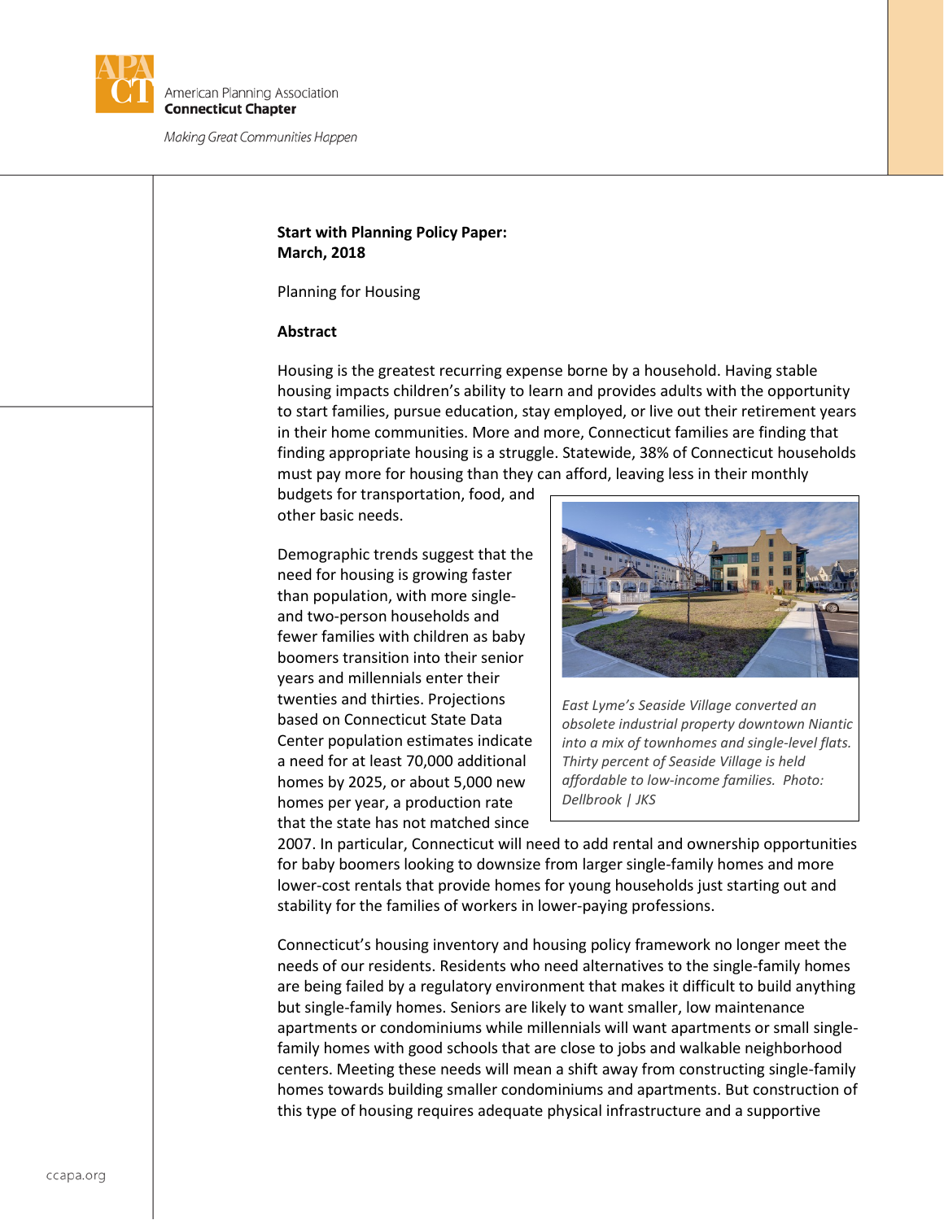American Planning Association
**Connecticut Chapter**

*Making Great Communities Happen*

**Start with Planning Policy Paper:**
**March, 2018**

Planning for Housing

**Abstract**

Housing is the greatest recurring expense borne by a household. Having stable housing impacts children's ability to learn and provides adults with the opportunity to start families, pursue education, stay employed, or live out their retirement years in their home communities. More and more, Connecticut families are finding that finding appropriate housing is a struggle. Statewide, 38% of Connecticut households must pay more for housing than they can afford, leaving less in their monthly budgets for transportation, food, and other basic needs.

Demographic trends suggest that the need for housing is growing faster than population, with more single- and two-person households and fewer families with children as baby boomers transition into their senior years and millennials enter their twenties and thirties. Projections based on Connecticut State Data Center population estimates indicate a need for at least 70,000 additional homes by 2025, or about 5,000 new homes per year, a production rate that the state has not matched since 2007. In particular, Connecticut will need to add rental and ownership opportunities for baby boomers looking to downsize from larger single-family homes and more lower-cost rentals that provide homes for young households just starting out and stability for the families of workers in lower-paying professions.

*East Lyme's Seaside Village converted an obsolete industrial property downtown Niantic into a mix of townhomes and single-level flats. Thirty percent of Seaside Village is held affordable to low-income families. Photo: Dellbrook | JKS*

Connecticut's housing inventory and housing policy framework no longer meet the needs of our residents. Residents who need alternatives to the single-family homes are being failed by a regulatory environment that makes it difficult to build anything but single-family homes. Seniors are likely to want smaller, low maintenance apartments or condominiums while millennials will want apartments or small single-family homes with good schools that are close to jobs and walkable neighborhood centers. Meeting these needs will mean a shift away from constructing single-family homes towards building smaller condominiums and apartments. But construction of this type of housing requires adequate physical infrastructure and a supportive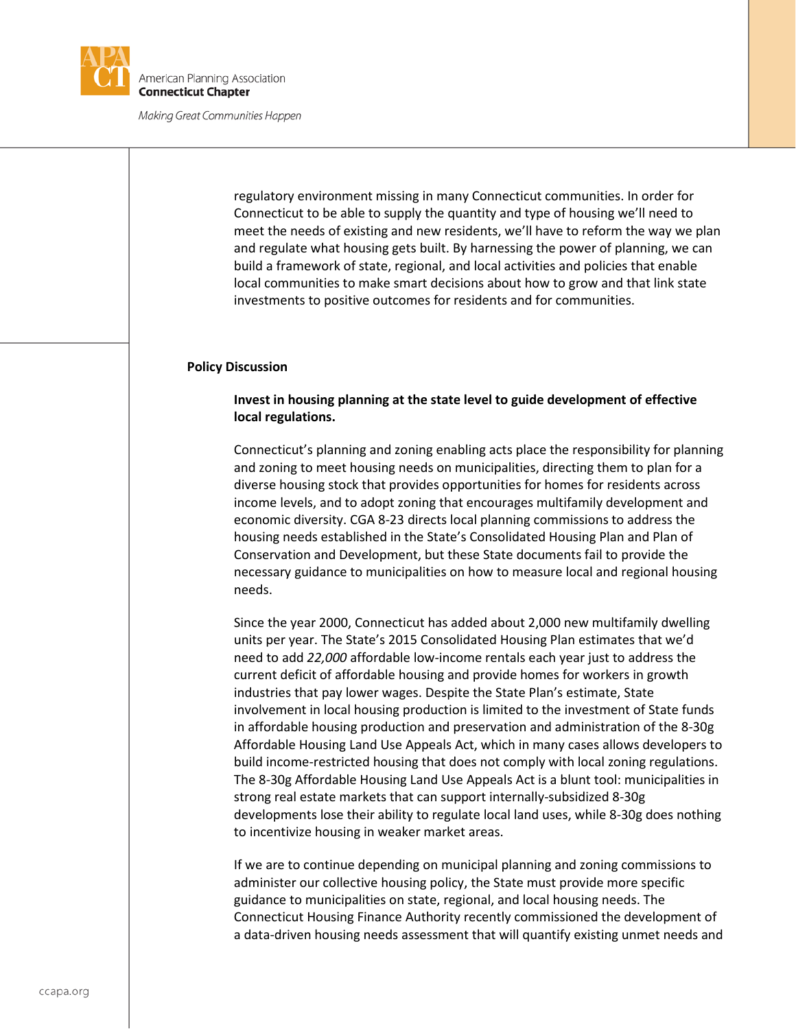regulatory environment missing in many Connecticut communities. In order for Connecticut to be able to supply the quantity and type of housing we'll need to meet the needs of existing and new residents, we'll have to reform the way we plan and regulate what housing gets built. By harnessing the power of planning, we can build a framework of state, regional, and local activities and policies that enable local communities to make smart decisions about how to grow and that link state investments to positive outcomes for residents and for communities.

## Policy Discussion

### Invest in housing planning at the state level to guide development of effective local regulations.

Connecticut's planning and zoning enabling acts place the responsibility for planning and zoning to meet housing needs on municipalities, directing them to plan for a diverse housing stock that provides opportunities for homes for residents across income levels, and to adopt zoning that encourages multifamily development and economic diversity. CGA 8-23 directs local planning commissions to address the housing needs established in the State's Consolidated Housing Plan and Plan of Conservation and Development, but these State documents fail to provide the necessary guidance to municipalities on how to measure local and regional housing needs.

Since the year 2000, Connecticut has added about 2,000 new multifamily dwelling units per year. The State's 2015 Consolidated Housing Plan estimates that we'd need to add *22,000* affordable low-income rentals each year just to address the current deficit of affordable housing and provide homes for workers in growth industries that pay lower wages. Despite the State Plan's estimate, State involvement in local housing production is limited to the investment of State funds in affordable housing production and preservation and administration of the 8-30g Affordable Housing Land Use Appeals Act, which in many cases allows developers to build income-restricted housing that does not comply with local zoning regulations. The 8-30g Affordable Housing Land Use Appeals Act is a blunt tool: municipalities in strong real estate markets that can support internally-subsidized 8-30g developments lose their ability to regulate local land uses, while 8-30g does nothing to incentivize housing in weaker market areas.

If we are to continue depending on municipal planning and zoning commissions to administer our collective housing policy, the State must provide more specific guidance to municipalities on state, regional, and local housing needs. The Connecticut Housing Finance Authority recently commissioned the development of a data-driven housing needs assessment that will quantify existing unmet needs and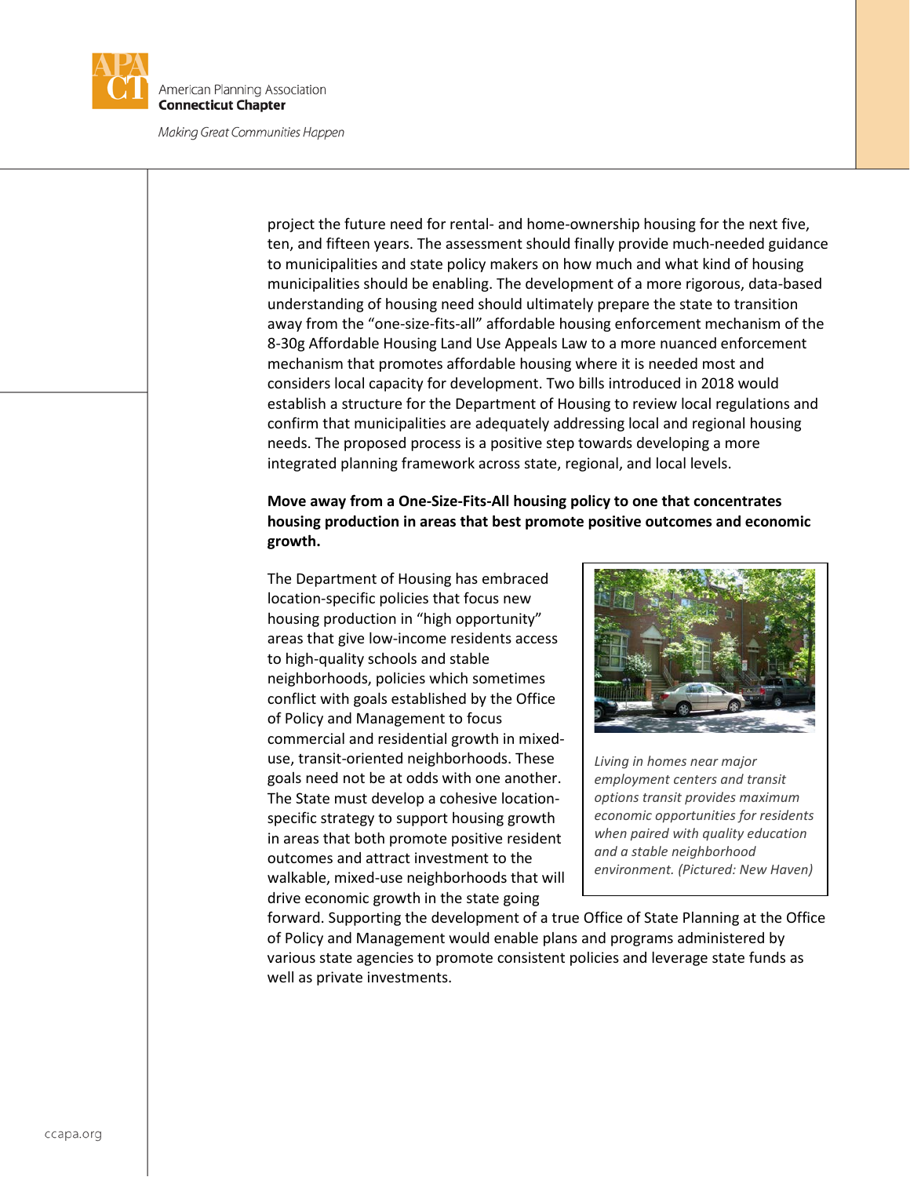project the future need for rental- and home-ownership housing for the next five, ten, and fifteen years. The assessment should finally provide much-needed guidance to municipalities and state policy makers on how much and what kind of housing municipalities should be enabling. The development of a more rigorous, data-based understanding of housing need should ultimately prepare the state to transition away from the “one-size-fits-all” affordable housing enforcement mechanism of the 8-30g Affordable Housing Land Use Appeals Law to a more nuanced enforcement mechanism that promotes affordable housing where it is needed most and considers local capacity for development. Two bills introduced in 2018 would establish a structure for the Department of Housing to review local regulations and confirm that municipalities are adequately addressing local and regional housing needs. The proposed process is a positive step towards developing a more integrated planning framework across state, regional, and local levels.

**Move away from a One-Size-Fits-All housing policy to one that concentrates housing production in areas that best promote positive outcomes and economic growth.**

The Department of Housing has embraced location-specific policies that focus new housing production in “high opportunity” areas that give low-income residents access to high-quality schools and stable neighborhoods, policies which sometimes conflict with goals established by the Office of Policy and Management to focus commercial and residential growth in mixed-use, transit-oriented neighborhoods. These goals need not be at odds with one another. The State must develop a cohesive location-specific strategy to support housing growth in areas that both promote positive resident outcomes and attract investment to the walkable, mixed-use neighborhoods that will drive economic growth in the state going forward. Supporting the development of a true Office of State Planning at the Office of Policy and Management would enable plans and programs administered by various state agencies to promote consistent policies and leverage state funds as well as private investments.

*Living in homes near major employment centers and transit options transit provides maximum economic opportunities for residents when paired with quality education and a stable neighborhood environment. (Pictured: New Haven)*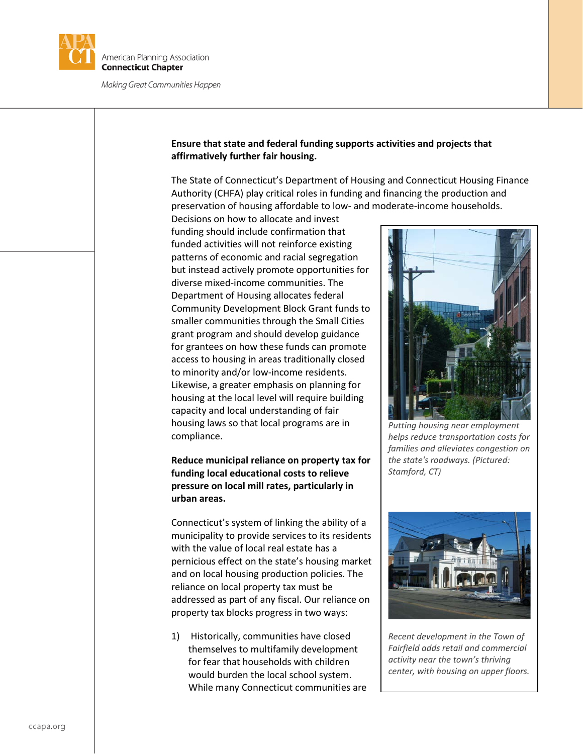**Ensure that state and federal funding supports activities and projects that affirmatively further fair housing.**

The State of Connecticut's Department of Housing and Connecticut Housing Finance Authority (CHFA) play critical roles in funding and financing the production and preservation of housing affordable to low- and moderate-income households. Decisions on how to allocate and invest funding should include confirmation that funded activities will not reinforce existing patterns of economic and racial segregation but instead actively promote opportunities for diverse mixed-income communities. The Department of Housing allocates federal Community Development Block Grant funds to smaller communities through the Small Cities grant program and should develop guidance for grantees on how these funds can promote access to housing in areas traditionally closed to minority and/or low-income residents. Likewise, a greater emphasis on planning for housing at the local level will require building capacity and local understanding of fair housing laws so that local programs are in compliance.

*Putting housing near employment helps reduce transportation costs for families and alleviates congestion on the state's roadways. (Pictured: Stamford, CT)*

**Reduce municipal reliance on property tax for funding local educational costs to relieve pressure on local mill rates, particularly in urban areas.**

Connecticut's system of linking the ability of a municipality to provide services to its residents with the value of local real estate has a pernicious effect on the state's housing market and on local housing production policies. The reliance on local property tax must be addressed as part of any fiscal. Our reliance on property tax blocks progress in two ways:

1) Historically, communities have closed themselves to multifamily development for fear that households with children would burden the local school system. While many Connecticut communities are

*Recent development in the Town of Fairfield adds retail and commercial activity near the town's thriving center, with housing on upper floors.*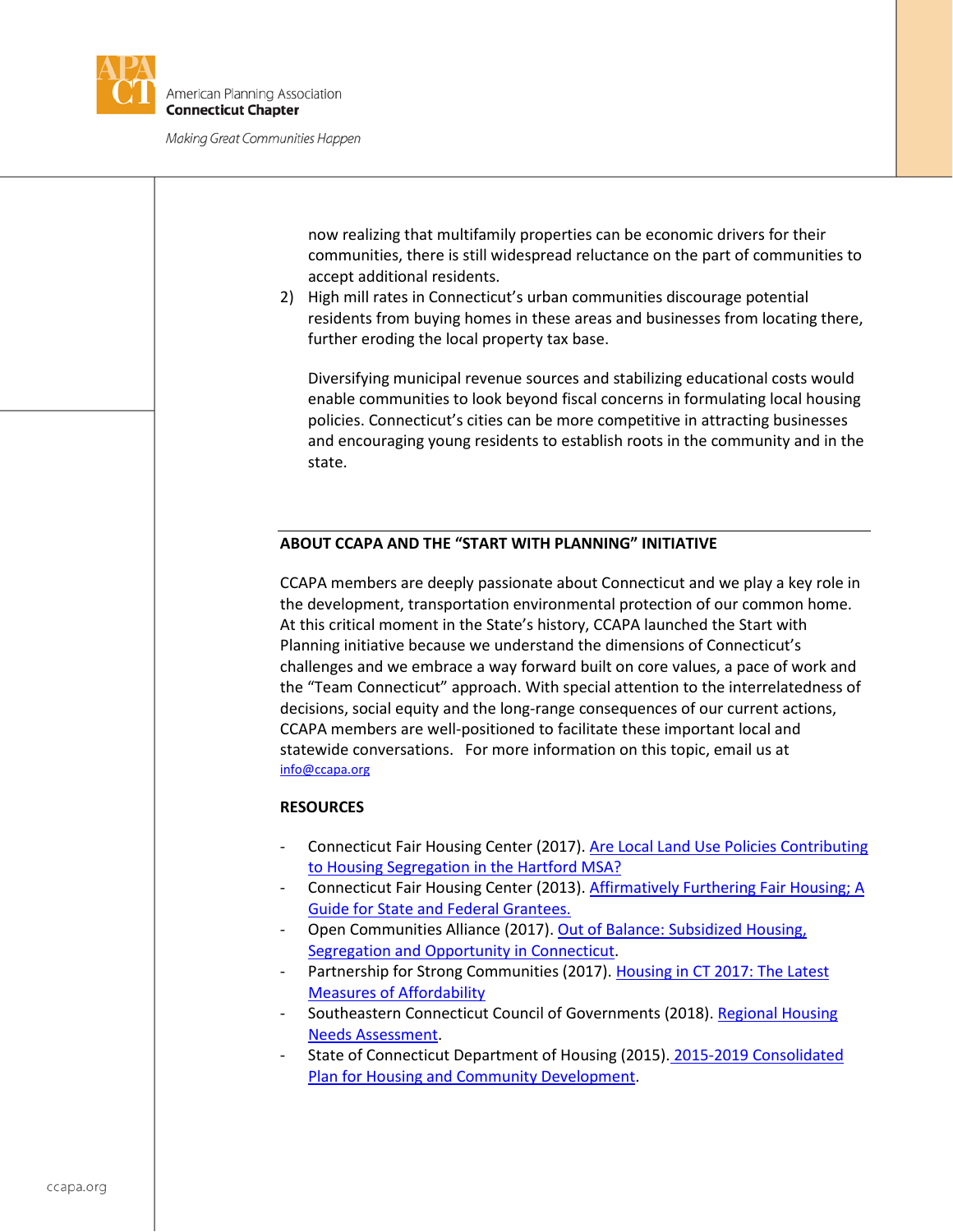now realizing that multifamily properties can be economic drivers for their communities, there is still widespread reluctance on the part of communities to accept additional residents.

2) High mill rates in Connecticut's urban communities discourage potential residents from buying homes in these areas and businesses from locating there, further eroding the local property tax base.

   Diversifying municipal revenue sources and stabilizing educational costs would enable communities to look beyond fiscal concerns in formulating local housing policies. Connecticut's cities can be more competitive in attracting businesses and encouraging young residents to establish roots in the community and in the state.

## ABOUT CCAPA AND THE "START WITH PLANNING" INITIATIVE

CCAPA members are deeply passionate about Connecticut and we play a key role in the development, transportation environmental protection of our common home. At this critical moment in the State's history, CCAPA launched the Start with Planning initiative because we understand the dimensions of Connecticut's challenges and we embrace a way forward built on core values, a pace of work and the "Team Connecticut" approach. With special attention to the interrelatedness of decisions, social equity and the long-range consequences of our current actions, CCAPA members are well-positioned to facilitate these important local and statewide conversations. For more information on this topic, email us at info@ccapa.org

## RESOURCES

- Connecticut Fair Housing Center (2017). Are Local Land Use Policies Contributing to Housing Segregation in the Hartford MSA?
- Connecticut Fair Housing Center (2013). Affirmatively Furthering Fair Housing; A Guide for State and Federal Grantees.
- Open Communities Alliance (2017). Out of Balance: Subsidized Housing, Segregation and Opportunity in Connecticut.
- Partnership for Strong Communities (2017). Housing in CT 2017: The Latest Measures of Affordability
- Southeastern Connecticut Council of Governments (2018). Regional Housing Needs Assessment.
- State of Connecticut Department of Housing (2015). 2015-2019 Consolidated Plan for Housing and Community Development.